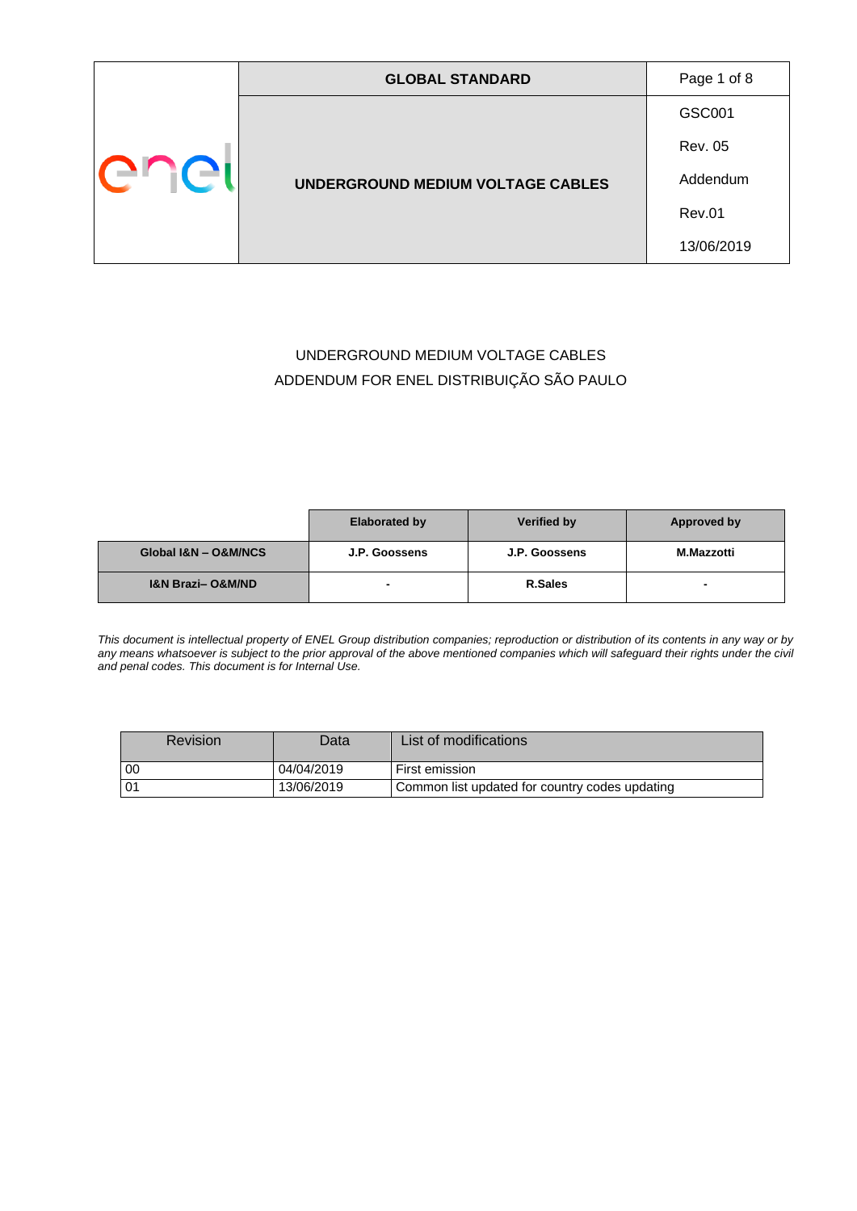| | GLOBAL STANDARD | Page 1 of 8 |
|---|---|---|
| enel | UNDERGROUND MEDIUM VOLTAGE CABLES | GSC001<br>Rev. 05<br>Addendum<br>Rev.01<br>13/06/2019 |

UNDERGROUND MEDIUM VOLTAGE CABLES
ADDENDUM FOR ENEL DISTRIBUIÇÃO SÃO PAULO

| | Elaborated by | Verified by | Approved by |
|---|---|---|---|
| **Global I&N – O&M/NCS** | **J.P. Goossens** | **J.P. Goossens** | **M.Mazzotti** |
| **I&N Brazi– O&M/ND** | **-** | **R.Sales** | **-** |

*This document is intellectual property of ENEL Group distribution companies; reproduction or distribution of its contents in any way or by any means whatsoever is subject to the prior approval of the above mentioned companies which will safeguard their rights under the civil and penal codes. This document is for Internal Use.*

| Revision | Data | List of modifications |
|---|---|---|
| 00 | 04/04/2019 | First emission |
| 01 | 13/06/2019 | Common list updated for country codes updating |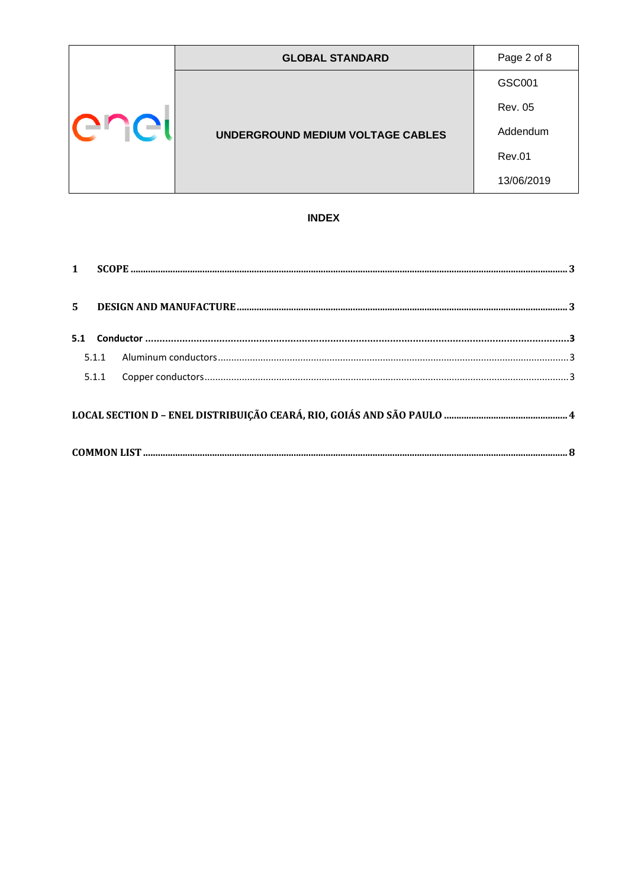# INDEX

| | | |
|---|---|---|
| **1** | **SCOPE** | **3** |
| **5** | **DESIGN AND MANUFACTURE** | **3** |
| **5.1** | **Conductor** | **3** |
| 5.1.1 | Aluminum conductors | 3 |
| 5.1.1 | Copper conductors | 3 |
| | **LOCAL SECTION D – ENEL DISTRIBUIÇÃO CEARÁ, RIO, GOIÁS AND SÃO PAULO** | **4** |
| | **COMMON LIST** | **8** |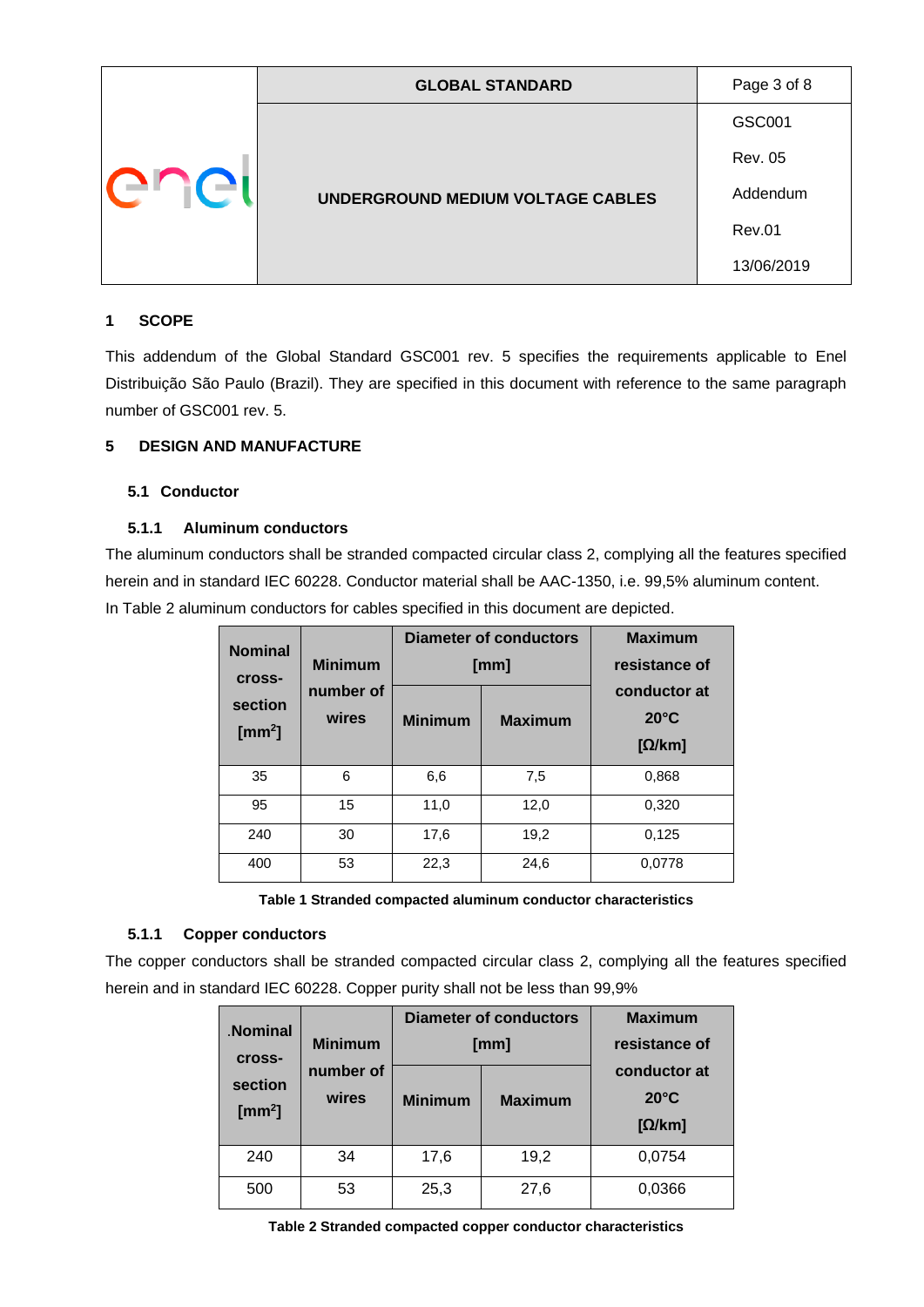## 1 SCOPE

This addendum of the Global Standard GSC001 rev. 5 specifies the requirements applicable to Enel Distribuição São Paulo (Brazil). They are specified in this document with reference to the same paragraph number of GSC001 rev. 5.

## 5 DESIGN AND MANUFACTURE

### 5.1 Conductor

#### 5.1.1 Aluminum conductors

The aluminum conductors shall be stranded compacted circular class 2, complying all the features specified herein and in standard IEC 60228. Conductor material shall be AAC-1350, i.e. 99,5% aluminum content.
In Table 2 aluminum conductors for cables specified in this document are depicted.

| Nominal cross-section [mm$^2$] | Minimum number of wires | Diameter of conductors [mm] | | Maximum resistance of conductor at 20°C [Ω/km] |
|---|---|---|---|---|
| | | Minimum | Maximum | |
| 35 | 6 | 6,6 | 7,5 | 0,868 |
| 95 | 15 | 11,0 | 12,0 | 0,320 |
| 240 | 30 | 17,6 | 19,2 | 0,125 |
| 400 | 53 | 22,3 | 24,6 | 0,0778 |

**Table 1 Stranded compacted aluminum conductor characteristics**

#### 5.1.1 Copper conductors

The copper conductors shall be stranded compacted circular class 2, complying all the features specified herein and in standard IEC 60228. Copper purity shall not be less than 99,9%

| .Nominal cross-section [mm$^2$] | Minimum number of wires | Diameter of conductors [mm] | | Maximum resistance of conductor at 20°C [Ω/km] |
|---|---|---|---|---|
| | | Minimum | Maximum | |
| 240 | 34 | 17,6 | 19,2 | 0,0754 |
| 500 | 53 | 25,3 | 27,6 | 0,0366 |

**Table 2 Stranded compacted copper conductor characteristics**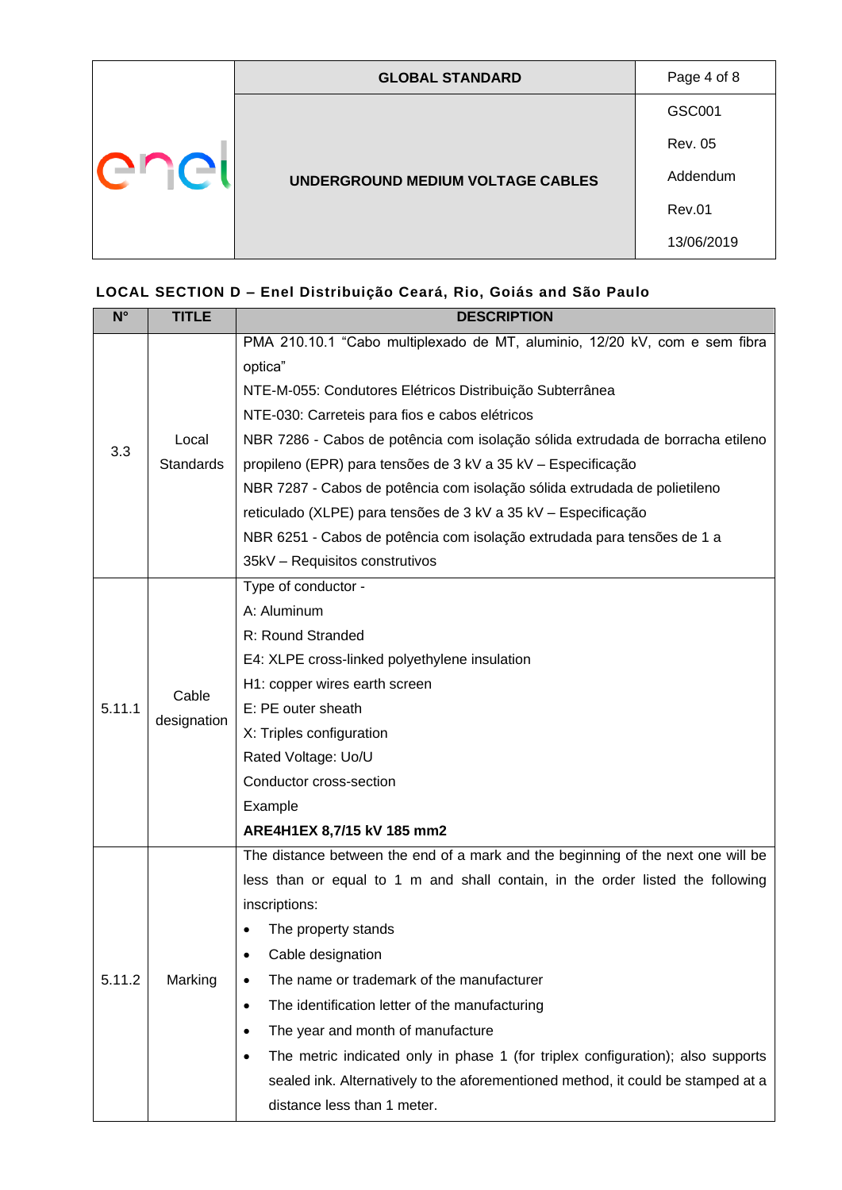## LOCAL SECTION D – Enel Distribuição Ceará, Rio, Goiás and São Paulo

| N° | TITLE | DESCRIPTION |
|---|---|---|
| 3.3 | Local Standards | PMA 210.10.1 "Cabo multiplexado de MT, aluminio, 12/20 kV, com e sem fibra optica"<br>NTE-M-055: Condutores Elétricos Distribuição Subterrânea<br>NTE-030: Carreteis para fios e cabos elétricos<br>NBR 7286 - Cabos de potência com isolação sólida extrudada de borracha etileno propileno (EPR) para tensões de 3 kV a 35 kV – Especificação<br>NBR 7287 - Cabos de potência com isolação sólida extrudada de polietileno reticulado (XLPE) para tensões de 3 kV a 35 kV – Especificação<br>NBR 6251 - Cabos de potência com isolação extrudada para tensões de 1 a 35kV – Requisitos construtivos |
| 5.11.1 | Cable designation | Type of conductor -<br>A: Aluminum<br>R: Round Stranded<br>E4: XLPE cross-linked polyethylene insulation<br>H1: copper wires earth screen<br>E: PE outer sheath<br>X: Triples configuration<br>Rated Voltage: Uo/U<br>Conductor cross-section<br>Example<br>**ARE4H1EX 8,7/15 kV 185 mm2** |
| 5.11.2 | Marking | The distance between the end of a mark and the beginning of the next one will be less than or equal to 1 m and shall contain, in the order listed the following inscriptions:<br>• The property stands<br>• Cable designation<br>• The name or trademark of the manufacturer<br>• The identification letter of the manufacturing<br>• The year and month of manufacture<br>• The metric indicated only in phase 1 (for triplex configuration); also supports sealed ink. Alternatively to the aforementioned method, it could be stamped at a distance less than 1 meter. |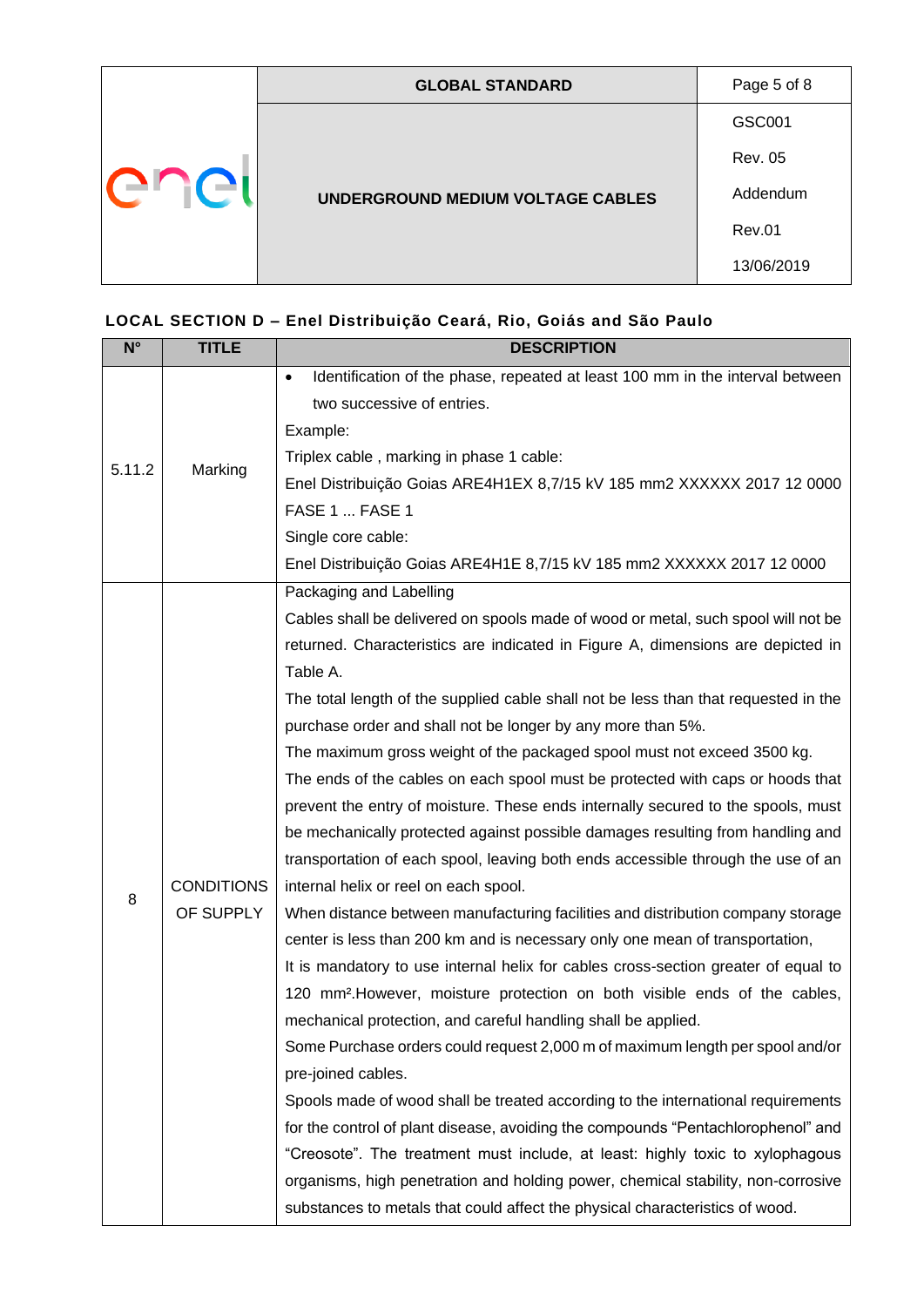**LOCAL SECTION D – Enel Distribuição Ceará, Rio, Goiás and São Paulo**

| N° | TITLE | DESCRIPTION |
|---|---|---|
| 5.11.2 | Marking | • Identification of the phase, repeated at least 100 mm in the interval between two successive of entries.<br>Example:<br>Triplex cable , marking in phase 1 cable:<br>Enel Distribuição Goias ARE4H1EX 8,7/15 kV 185 mm2 XXXXXX 2017 12 0000 FASE 1 ... FASE 1<br>Single core cable:<br>Enel Distribuição Goias ARE4H1E 8,7/15 kV 185 mm2 XXXXXX 2017 12 0000 |
| 8 | CONDITIONS OF SUPPLY | Packaging and Labelling<br>Cables shall be delivered on spools made of wood or metal, such spool will not be returned. Characteristics are indicated in Figure A, dimensions are depicted in Table A.<br>The total length of the supplied cable shall not be less than that requested in the purchase order and shall not be longer by any more than 5%.<br>The maximum gross weight of the packaged spool must not exceed 3500 kg.<br>The ends of the cables on each spool must be protected with caps or hoods that prevent the entry of moisture. These ends internally secured to the spools, must be mechanically protected against possible damages resulting from handling and transportation of each spool, leaving both ends accessible through the use of an internal helix or reel on each spool.<br>When distance between manufacturing facilities and distribution company storage center is less than 200 km and is necessary only one mean of transportation,<br>It is mandatory to use internal helix for cables cross-section greater of equal to 120 mm².However, moisture protection on both visible ends of the cables, mechanical protection, and careful handling shall be applied.<br>Some Purchase orders could request 2,000 m of maximum length per spool and/or pre-joined cables.<br>Spools made of wood shall be treated according to the international requirements for the control of plant disease, avoiding the compounds "Pentachlorophenol" and "Creosote". The treatment must include, at least: highly toxic to xylophagous organisms, high penetration and holding power, chemical stability, non-corrosive substances to metals that could affect the physical characteristics of wood. |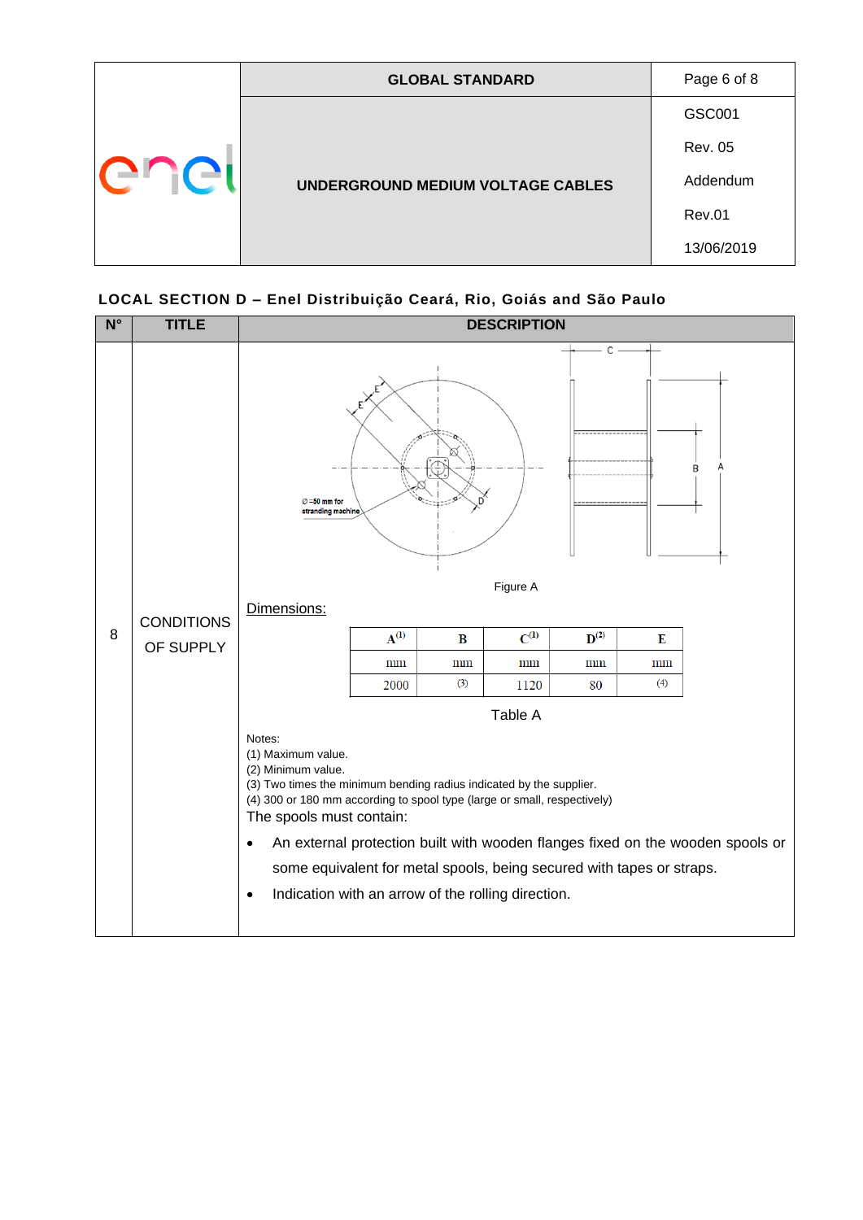## LOCAL SECTION D – Enel Distribuição Ceará, Rio, Goiás and São Paulo

| N° | TITLE | DESCRIPTION |
|---|---|---|
| 8 | CONDITIONS OF SUPPLY | Figure A<br><br>Dimensions:<br><br>Table A<br><br>Notes:<br>(1) Maximum value.<br>(2) Minimum value.<br>(3) Two times the minimum bending radius indicated by the supplier.<br>(4) 300 or 180 mm according to spool type (large or small, respectively)<br>The spools must contain:<br>• An external protection built with wooden flanges fixed on the wooden spools or some equivalent for metal spools, being secured with tapes or straps.<br>• Indication with an arrow of the rolling direction. |

Figure A

Dimensions:

| A(1) | B | C(1) | D(2) | E |
|---|---|---|---|---|
| mm | mm | mm | mm | mm |
| 2000 | (3) | 1120 | 80 | (4) |

Table A

Notes:
(1) Maximum value.
(2) Minimum value.
(3) Two times the minimum bending radius indicated by the supplier.
(4) 300 or 180 mm according to spool type (large or small, respectively)

The spools must contain:

- An external protection built with wooden flanges fixed on the wooden spools or some equivalent for metal spools, being secured with tapes or straps.
- Indication with an arrow of the rolling direction.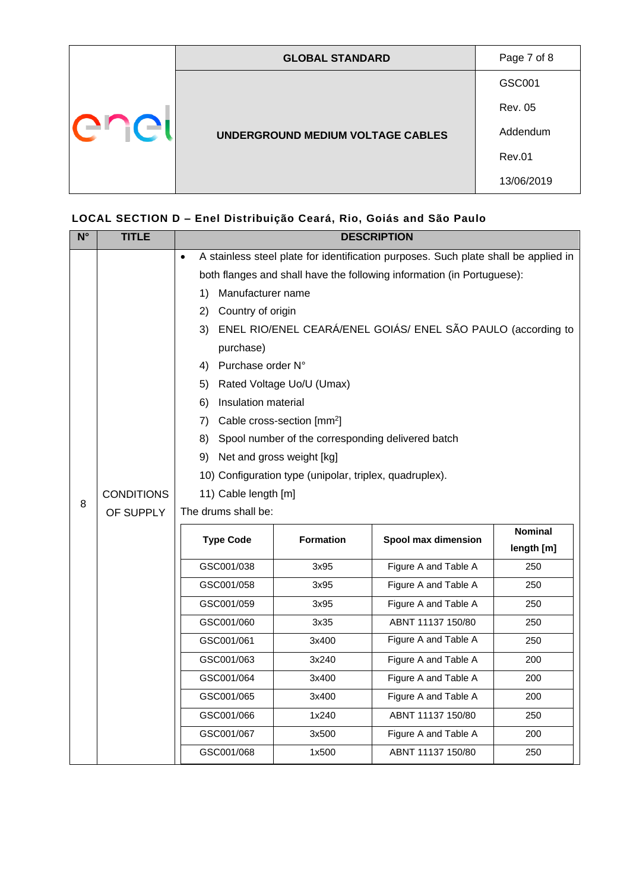## LOCAL SECTION D – Enel Distribuição Ceará, Rio, Goiás and São Paulo

| N° | TITLE | DESCRIPTION |
|---|---|---|
| 8 | CONDITIONS OF SUPPLY | • A stainless steel plate for identification purposes. Such plate shall be applied in both flanges and shall have the following information (in Portuguese):<br>1) Manufacturer name<br>2) Country of origin<br>3) ENEL RIO/ENEL CEARÁ/ENEL GOIÁS/ ENEL SÃO PAULO (according to purchase)<br>4) Purchase order N°<br>5) Rated Voltage Uo/U (Umax)<br>6) Insulation material<br>7) Cable cross-section [$mm^2$]<br>8) Spool number of the corresponding delivered batch<br>9) Net and gross weight [kg]<br>10) Configuration type (unipolar, triplex, quadruplex).<br>11) Cable length [m]<br>The drums shall be: |

| Type Code | Formation | Spool max dimension | Nominal length [m] |
|---|---|---|---|
| GSC001/038 | 3x95 | Figure A and Table A | 250 |
| GSC001/058 | 3x95 | Figure A and Table A | 250 |
| GSC001/059 | 3x95 | Figure A and Table A | 250 |
| GSC001/060 | 3x35 | ABNT 11137 150/80 | 250 |
| GSC001/061 | 3x400 | Figure A and Table A | 250 |
| GSC001/063 | 3x240 | Figure A and Table A | 200 |
| GSC001/064 | 3x400 | Figure A and Table A | 200 |
| GSC001/065 | 3x400 | Figure A and Table A | 200 |
| GSC001/066 | 1x240 | ABNT 11137 150/80 | 250 |
| GSC001/067 | 3x500 | Figure A and Table A | 200 |
| GSC001/068 | 1x500 | ABNT 11137 150/80 | 250 |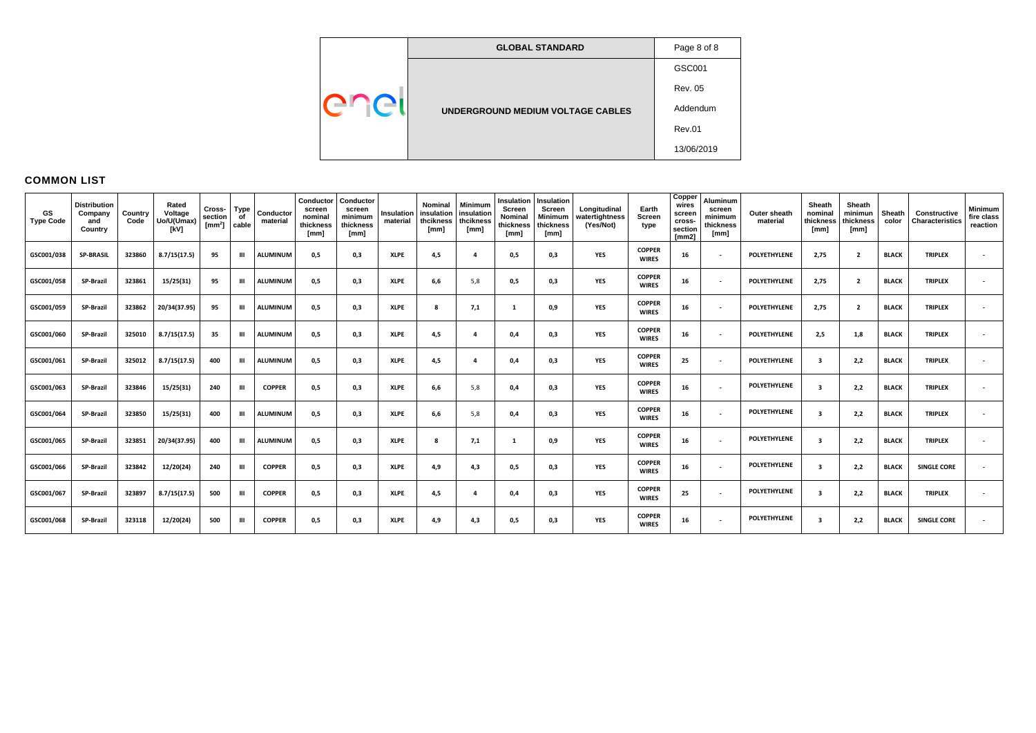## COMMON LIST

| GS Type Code | Distribution Company and Country | Country Code | Rated Voltage Uo/U(Umax) [kV] | Cross-section [mm$^2$] | Type of cable | Conductor material | Conductor screen nominal thickness [mm] | Conductor screen minimum thickness [mm] | Insulation material | Nominal insulation thcikness [mm] | Minimum insulation thcikness [mm] | Insulation Screen Nominal thickness [mm] | Insulation Screen Minimum thickness [mm] | Longitudinal watertightness (Yes/Not) | Earth Screen type | Copper wires screen cross-section [mm2] | Aluminum screen minimum thickness [mm] | Outer sheath material | Sheath nominal thickness [mm] | Sheath minimun thickness [mm] | Sheath color | Constructive Characteristics | Minimum fire class reaction |
|---|---|---|---|---|---|---|---|---|---|---|---|---|---|---|---|---|---|---|---|---|---|---|---|
| GSC001/038 | SP-BRASIL | 323860 | 8.7/15(17.5) | 95 | III | ALUMINUM | 0,5 | 0,3 | XLPE | 4,5 | 4 | 0,5 | 0,3 | YES | COPPER WIRES | 16 | - | POLYETHYLENE | 2,75 | 2 | BLACK | TRIPLEX | - |
| GSC001/058 | SP-Brazil | 323861 | 15/25(31) | 95 | III | ALUMINUM | 0,5 | 0,3 | XLPE | 6,6 | 5,8 | 0,5 | 0,3 | YES | COPPER WIRES | 16 | - | POLYETHYLENE | 2,75 | 2 | BLACK | TRIPLEX | - |
| GSC001/059 | SP-Brazil | 323862 | 20/34(37.95) | 95 | III | ALUMINUM | 0,5 | 0,3 | XLPE | 8 | 7,1 | 1 | 0,9 | YES | COPPER WIRES | 16 | - | POLYETHYLENE | 2,75 | 2 | BLACK | TRIPLEX | - |
| GSC001/060 | SP-Brazil | 325010 | 8.7/15(17.5) | 35 | III | ALUMINUM | 0,5 | 0,3 | XLPE | 4,5 | 4 | 0,4 | 0,3 | YES | COPPER WIRES | 16 | - | POLYETHYLENE | 2,5 | 1,8 | BLACK | TRIPLEX | - |
| GSC001/061 | SP-Brazil | 325012 | 8.7/15(17.5) | 400 | III | ALUMINUM | 0,5 | 0,3 | XLPE | 4,5 | 4 | 0,4 | 0,3 | YES | COPPER WIRES | 25 | - | POLYETHYLENE | 3 | 2,2 | BLACK | TRIPLEX | - |
| GSC001/063 | SP-Brazil | 323846 | 15/25(31) | 240 | III | COPPER | 0,5 | 0,3 | XLPE | 6,6 | 5,8 | 0,4 | 0,3 | YES | COPPER WIRES | 16 | - | POLYETHYLENE | 3 | 2,2 | BLACK | TRIPLEX | - |
| GSC001/064 | SP-Brazil | 323850 | 15/25(31) | 400 | III | ALUMINUM | 0,5 | 0,3 | XLPE | 6,6 | 5,8 | 0,4 | 0,3 | YES | COPPER WIRES | 16 | - | POLYETHYLENE | 3 | 2,2 | BLACK | TRIPLEX | - |
| GSC001/065 | SP-Brazil | 323851 | 20/34(37.95) | 400 | III | ALUMINUM | 0,5 | 0,3 | XLPE | 8 | 7,1 | 1 | 0,9 | YES | COPPER WIRES | 16 | - | POLYETHYLENE | 3 | 2,2 | BLACK | TRIPLEX | - |
| GSC001/066 | SP-Brazil | 323842 | 12/20(24) | 240 | III | COPPER | 0,5 | 0,3 | XLPE | 4,9 | 4,3 | 0,5 | 0,3 | YES | COPPER WIRES | 16 | - | POLYETHYLENE | 3 | 2,2 | BLACK | SINGLE CORE | - |
| GSC001/067 | SP-Brazil | 323897 | 8.7/15(17.5) | 500 | III | COPPER | 0,5 | 0,3 | XLPE | 4,5 | 4 | 0,4 | 0,3 | YES | COPPER WIRES | 25 | - | POLYETHYLENE | 3 | 2,2 | BLACK | TRIPLEX | - |
| GSC001/068 | SP-Brazil | 323118 | 12/20(24) | 500 | III | COPPER | 0,5 | 0,3 | XLPE | 4,9 | 4,3 | 0,5 | 0,3 | YES | COPPER WIRES | 16 | - | POLYETHYLENE | 3 | 2,2 | BLACK | SINGLE CORE | - |